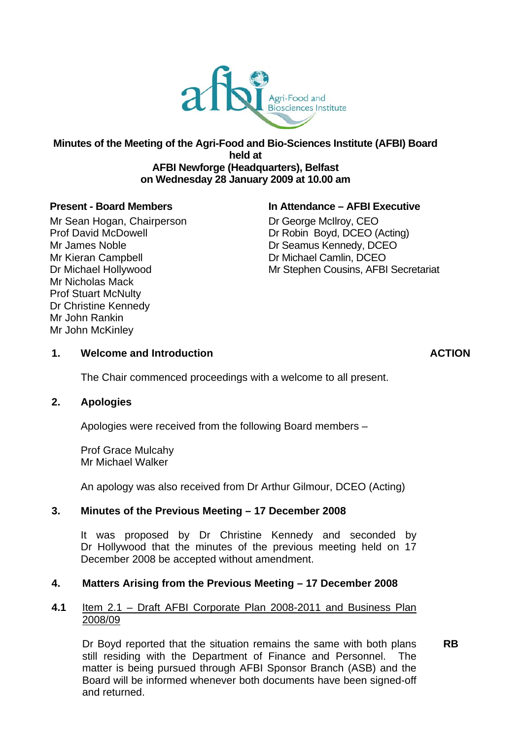**Minutes of the Meeting of the Agri-Food and Bio-Sciences Institute (AFBI) Board held at AFBI Newforge (Headquarters), Belfast on Wednesday 28 January 2009 at 10.00 am**

**Present - Board Members**

Mr Sean Hogan, Chairperson
Prof David McDowell
Mr James Noble
Mr Kieran Campbell
Dr Michael Hollywood
Mr Nicholas Mack
Prof Stuart McNulty
Dr Christine Kennedy
Mr John Rankin
Mr John McKinley

**In Attendance – AFBI Executive**

Dr George McIlroy, CEO
Dr Robin Boyd, DCEO (Acting)
Dr Seamus Kennedy, DCEO
Dr Michael Camlin, DCEO
Mr Stephen Cousins, AFBI Secretariat

## 1. Welcome and Introduction **ACTION**

The Chair commenced proceedings with a welcome to all present.

## 2. Apologies

Apologies were received from the following Board members –

Prof Grace Mulcahy
Mr Michael Walker

An apology was also received from Dr Arthur Gilmour, DCEO (Acting)

## 3. Minutes of the Previous Meeting – 17 December 2008

It was proposed by Dr Christine Kennedy and seconded by Dr Hollywood that the minutes of the previous meeting held on 17 December 2008 be accepted without amendment.

## 4. Matters Arising from the Previous Meeting – 17 December 2008

### 4.1 Item 2.1 – Draft AFBI Corporate Plan 2008-2011 and Business Plan 2008/09

Dr Boyd reported that the situation remains the same with both plans still residing with the Department of Finance and Personnel. The matter is being pursued through AFBI Sponsor Branch (ASB) and the Board will be informed whenever both documents have been signed-off and returned. **RB**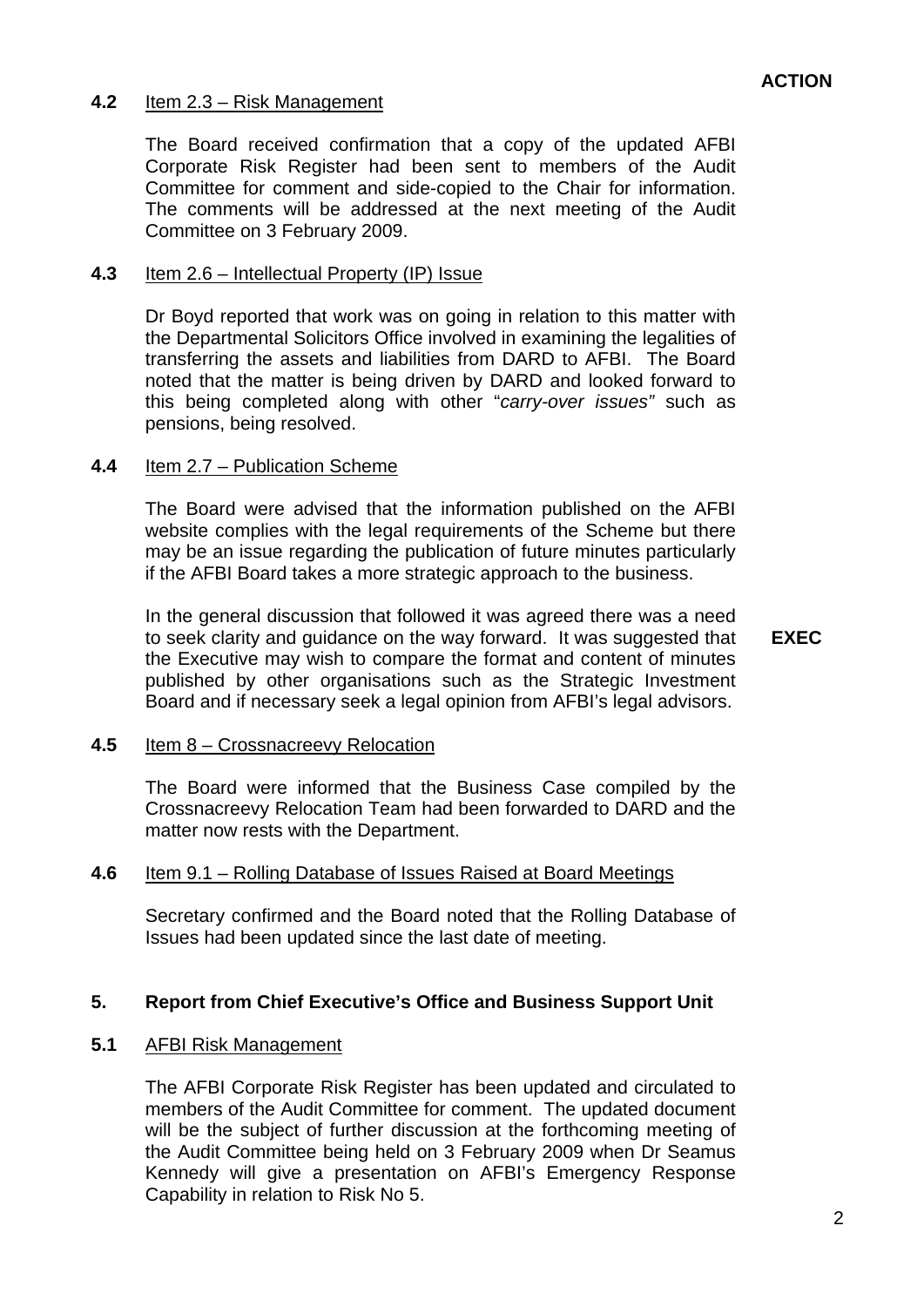**ACTION**

**4.2** Item 2.3 – Risk Management

The Board received confirmation that a copy of the updated AFBI Corporate Risk Register had been sent to members of the Audit Committee for comment and side-copied to the Chair for information. The comments will be addressed at the next meeting of the Audit Committee on 3 February 2009.

**4.3** Item 2.6 – Intellectual Property (IP) Issue

Dr Boyd reported that work was on going in relation to this matter with the Departmental Solicitors Office involved in examining the legalities of transferring the assets and liabilities from DARD to AFBI. The Board noted that the matter is being driven by DARD and looked forward to this being completed along with other "*carry-over issues"* such as pensions, being resolved.

**4.4** Item 2.7 – Publication Scheme

The Board were advised that the information published on the AFBI website complies with the legal requirements of the Scheme but there may be an issue regarding the publication of future minutes particularly if the AFBI Board takes a more strategic approach to the business.

In the general discussion that followed it was agreed there was a need to seek clarity and guidance on the way forward. It was suggested that the Executive may wish to compare the format and content of minutes published by other organisations such as the Strategic Investment Board and if necessary seek a legal opinion from AFBI's legal advisors. **EXEC**

**4.5** Item 8 – Crossnacreevy Relocation

The Board were informed that the Business Case compiled by the Crossnacreevy Relocation Team had been forwarded to DARD and the matter now rests with the Department.

**4.6** Item 9.1 – Rolling Database of Issues Raised at Board Meetings

Secretary confirmed and the Board noted that the Rolling Database of Issues had been updated since the last date of meeting.

**5. Report from Chief Executive's Office and Business Support Unit**

**5.1** AFBI Risk Management

The AFBI Corporate Risk Register has been updated and circulated to members of the Audit Committee for comment. The updated document will be the subject of further discussion at the forthcoming meeting of the Audit Committee being held on 3 February 2009 when Dr Seamus Kennedy will give a presentation on AFBI's Emergency Response Capability in relation to Risk No 5.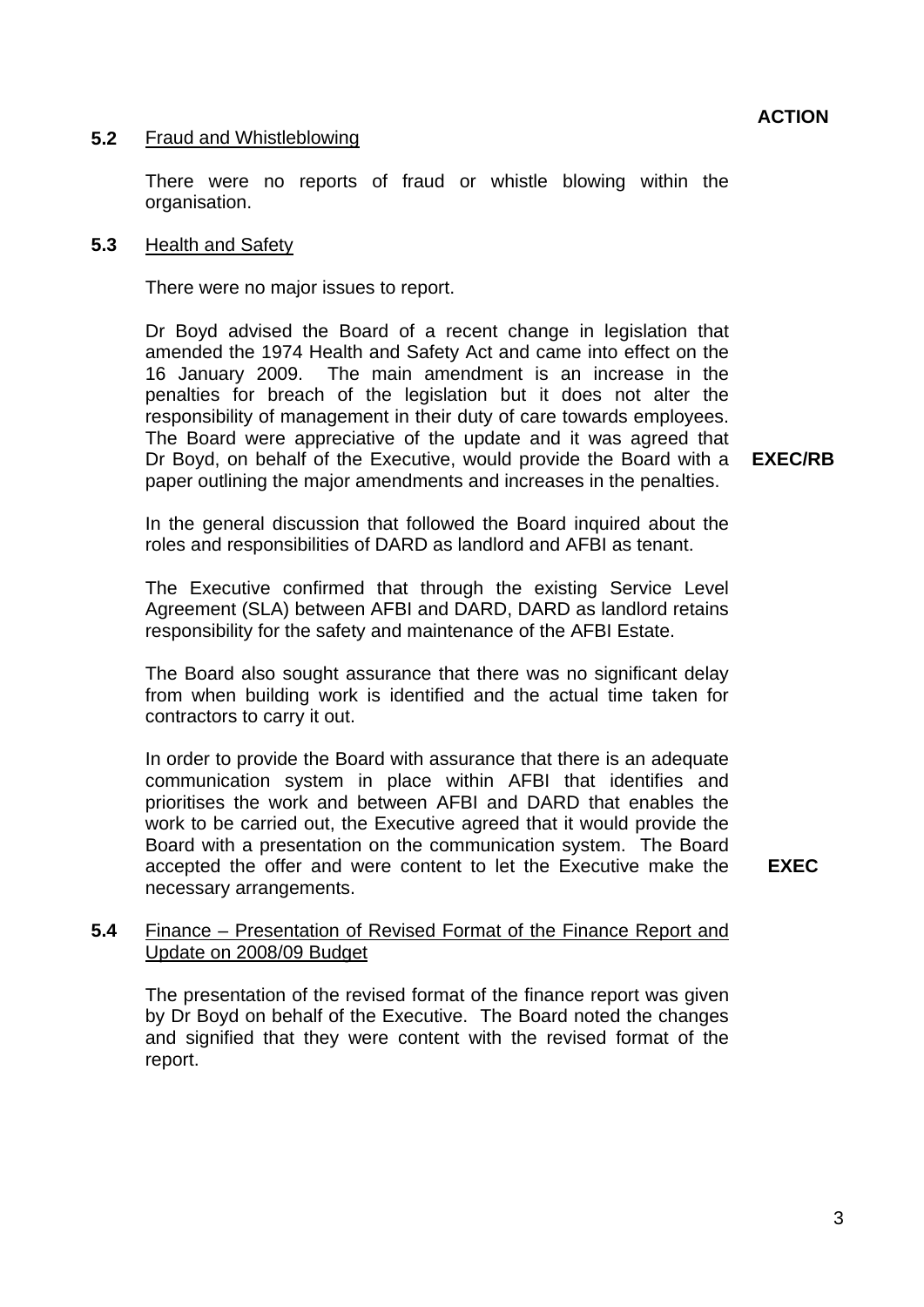**ACTION**

**5.2** Fraud and Whistleblowing

There were no reports of fraud or whistle blowing within the organisation.

**5.3** Health and Safety

There were no major issues to report.

Dr Boyd advised the Board of a recent change in legislation that amended the 1974 Health and Safety Act and came into effect on the 16 January 2009. The main amendment is an increase in the penalties for breach of the legislation but it does not alter the responsibility of management in their duty of care towards employees. The Board were appreciative of the update and it was agreed that Dr Boyd, on behalf of the Executive, would provide the Board with a paper outlining the major amendments and increases in the penalties. **EXEC/RB**

In the general discussion that followed the Board inquired about the roles and responsibilities of DARD as landlord and AFBI as tenant.

The Executive confirmed that through the existing Service Level Agreement (SLA) between AFBI and DARD, DARD as landlord retains responsibility for the safety and maintenance of the AFBI Estate.

The Board also sought assurance that there was no significant delay from when building work is identified and the actual time taken for contractors to carry it out.

In order to provide the Board with assurance that there is an adequate communication system in place within AFBI that identifies and prioritises the work and between AFBI and DARD that enables the work to be carried out, the Executive agreed that it would provide the Board with a presentation on the communication system. The Board accepted the offer and were content to let the Executive make the necessary arrangements. **EXEC**

**5.4** Finance – Presentation of Revised Format of the Finance Report and Update on 2008/09 Budget

The presentation of the revised format of the finance report was given by Dr Boyd on behalf of the Executive. The Board noted the changes and signified that they were content with the revised format of the report.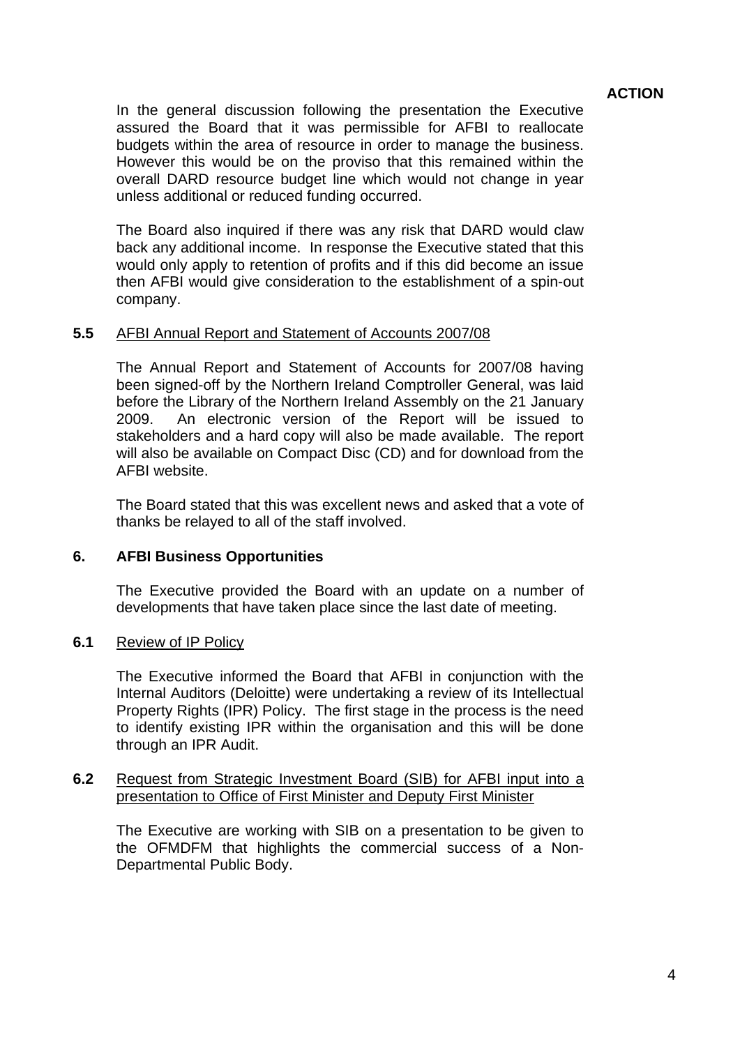**ACTION**

In the general discussion following the presentation the Executive assured the Board that it was permissible for AFBI to reallocate budgets within the area of resource in order to manage the business. However this would be on the proviso that this remained within the overall DARD resource budget line which would not change in year unless additional or reduced funding occurred.

The Board also inquired if there was any risk that DARD would claw back any additional income. In response the Executive stated that this would only apply to retention of profits and if this did become an issue then AFBI would give consideration to the establishment of a spin-out company.

**5.5** AFBI Annual Report and Statement of Accounts 2007/08

The Annual Report and Statement of Accounts for 2007/08 having been signed-off by the Northern Ireland Comptroller General, was laid before the Library of the Northern Ireland Assembly on the 21 January 2009. An electronic version of the Report will be issued to stakeholders and a hard copy will also be made available. The report will also be available on Compact Disc (CD) and for download from the AFBI website.

The Board stated that this was excellent news and asked that a vote of thanks be relayed to all of the staff involved.

## 6. AFBI Business Opportunities

The Executive provided the Board with an update on a number of developments that have taken place since the last date of meeting.

**6.1** Review of IP Policy

The Executive informed the Board that AFBI in conjunction with the Internal Auditors (Deloitte) were undertaking a review of its Intellectual Property Rights (IPR) Policy. The first stage in the process is the need to identify existing IPR within the organisation and this will be done through an IPR Audit.

**6.2** Request from Strategic Investment Board (SIB) for AFBI input into a presentation to Office of First Minister and Deputy First Minister

The Executive are working with SIB on a presentation to be given to the OFMDFM that highlights the commercial success of a Non-Departmental Public Body.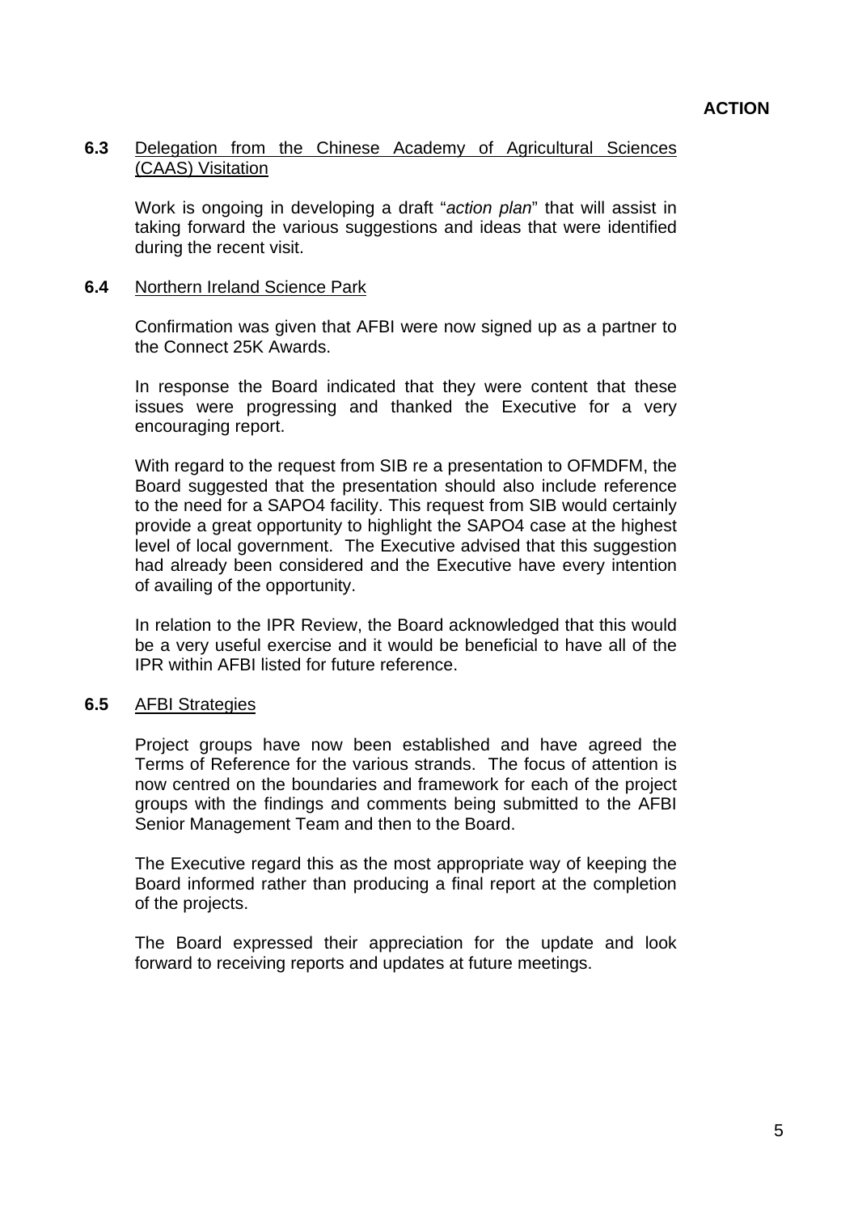**ACTION**

**6.3** Delegation from the Chinese Academy of Agricultural Sciences (CAAS) Visitation

Work is ongoing in developing a draft "*action plan*" that will assist in taking forward the various suggestions and ideas that were identified during the recent visit.

**6.4** Northern Ireland Science Park

Confirmation was given that AFBI were now signed up as a partner to the Connect 25K Awards.

In response the Board indicated that they were content that these issues were progressing and thanked the Executive for a very encouraging report.

With regard to the request from SIB re a presentation to OFMDFM, the Board suggested that the presentation should also include reference to the need for a SAPO4 facility. This request from SIB would certainly provide a great opportunity to highlight the SAPO4 case at the highest level of local government. The Executive advised that this suggestion had already been considered and the Executive have every intention of availing of the opportunity.

In relation to the IPR Review, the Board acknowledged that this would be a very useful exercise and it would be beneficial to have all of the IPR within AFBI listed for future reference.

**6.5** AFBI Strategies

Project groups have now been established and have agreed the Terms of Reference for the various strands. The focus of attention is now centred on the boundaries and framework for each of the project groups with the findings and comments being submitted to the AFBI Senior Management Team and then to the Board.

The Executive regard this as the most appropriate way of keeping the Board informed rather than producing a final report at the completion of the projects.

The Board expressed their appreciation for the update and look forward to receiving reports and updates at future meetings.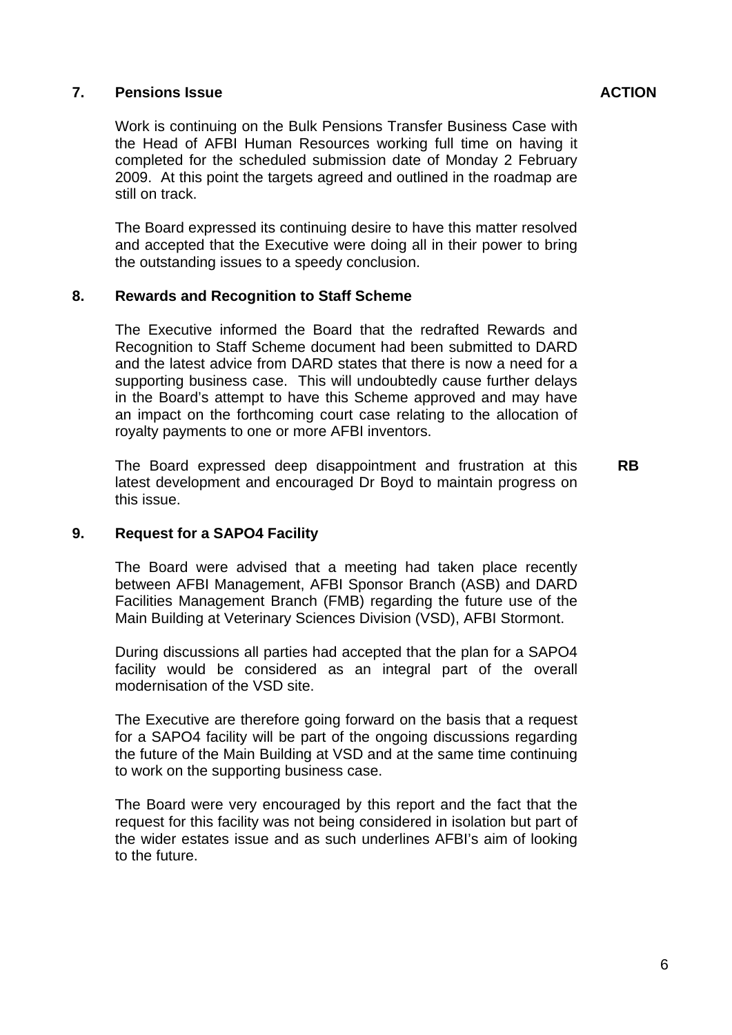## 7. Pensions Issue

**ACTION**

Work is continuing on the Bulk Pensions Transfer Business Case with the Head of AFBI Human Resources working full time on having it completed for the scheduled submission date of Monday 2 February 2009. At this point the targets agreed and outlined in the roadmap are still on track.

The Board expressed its continuing desire to have this matter resolved and accepted that the Executive were doing all in their power to bring the outstanding issues to a speedy conclusion.

## 8. Rewards and Recognition to Staff Scheme

The Executive informed the Board that the redrafted Rewards and Recognition to Staff Scheme document had been submitted to DARD and the latest advice from DARD states that there is now a need for a supporting business case. This will undoubtedly cause further delays in the Board's attempt to have this Scheme approved and may have an impact on the forthcoming court case relating to the allocation of royalty payments to one or more AFBI inventors.

The Board expressed deep disappointment and frustration at this latest development and encouraged Dr Boyd to maintain progress on this issue. **RB**

## 9. Request for a SAPO4 Facility

The Board were advised that a meeting had taken place recently between AFBI Management, AFBI Sponsor Branch (ASB) and DARD Facilities Management Branch (FMB) regarding the future use of the Main Building at Veterinary Sciences Division (VSD), AFBI Stormont.

During discussions all parties had accepted that the plan for a SAPO4 facility would be considered as an integral part of the overall modernisation of the VSD site.

The Executive are therefore going forward on the basis that a request for a SAPO4 facility will be part of the ongoing discussions regarding the future of the Main Building at VSD and at the same time continuing to work on the supporting business case.

The Board were very encouraged by this report and the fact that the request for this facility was not being considered in isolation but part of the wider estates issue and as such underlines AFBI's aim of looking to the future.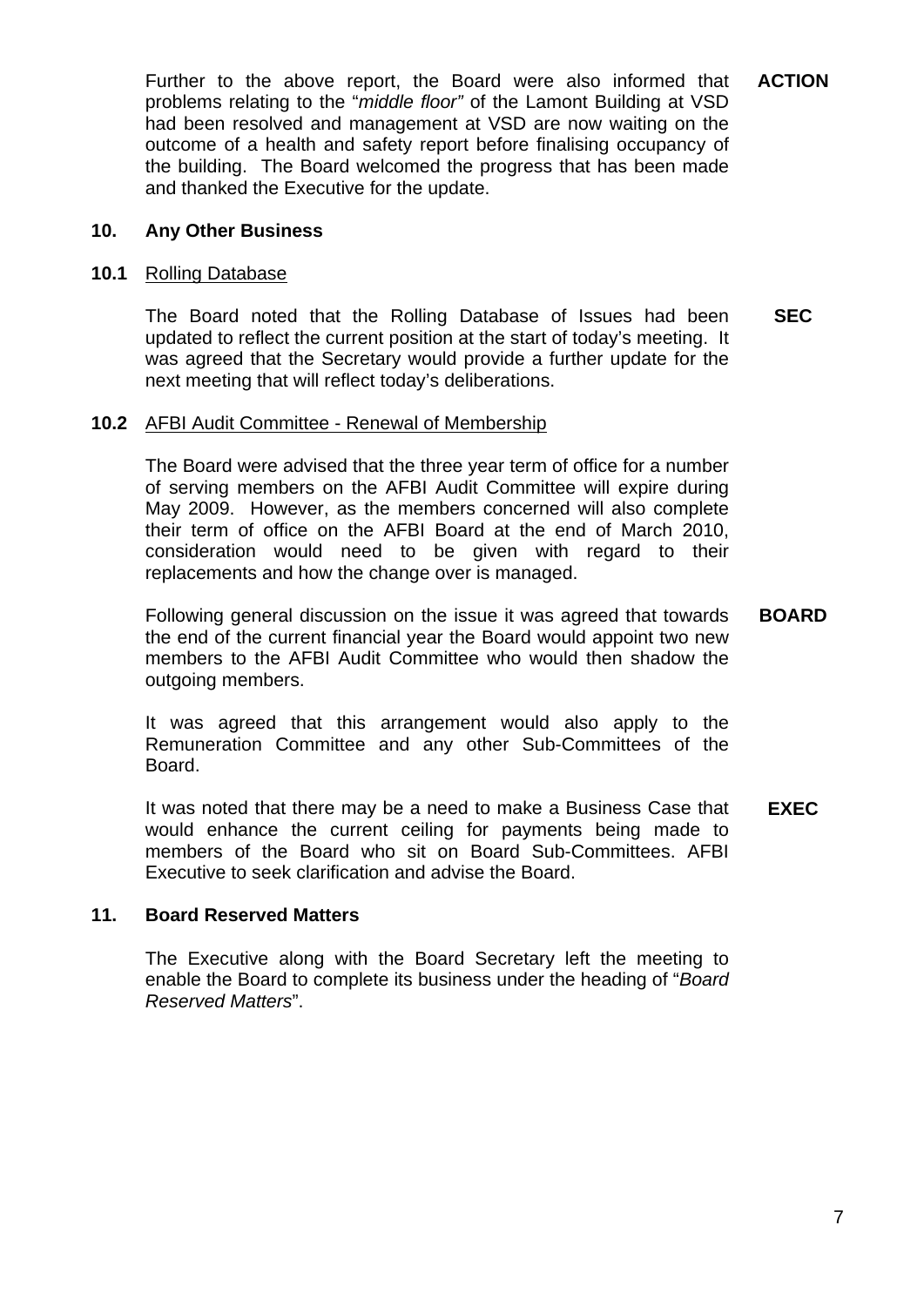Further to the above report, the Board were also informed that problems relating to the "*middle floor"* of the Lamont Building at VSD had been resolved and management at VSD are now waiting on the outcome of a health and safety report before finalising occupancy of the building. The Board welcomed the progress that has been made and thanked the Executive for the update. **ACTION**

## 10. Any Other Business

### 10.1 Rolling Database

The Board noted that the Rolling Database of Issues had been updated to reflect the current position at the start of today's meeting. It was agreed that the Secretary would provide a further update for the next meeting that will reflect today's deliberations. **SEC**

### 10.2 AFBI Audit Committee - Renewal of Membership

The Board were advised that the three year term of office for a number of serving members on the AFBI Audit Committee will expire during May 2009. However, as the members concerned will also complete their term of office on the AFBI Board at the end of March 2010, consideration would need to be given with regard to their replacements and how the change over is managed.

Following general discussion on the issue it was agreed that towards the end of the current financial year the Board would appoint two new members to the AFBI Audit Committee who would then shadow the outgoing members. **BOARD**

It was agreed that this arrangement would also apply to the Remuneration Committee and any other Sub-Committees of the Board.

It was noted that there may be a need to make a Business Case that would enhance the current ceiling for payments being made to members of the Board who sit on Board Sub-Committees. AFBI Executive to seek clarification and advise the Board. **EXEC**

## 11. Board Reserved Matters

The Executive along with the Board Secretary left the meeting to enable the Board to complete its business under the heading of "*Board Reserved Matters*".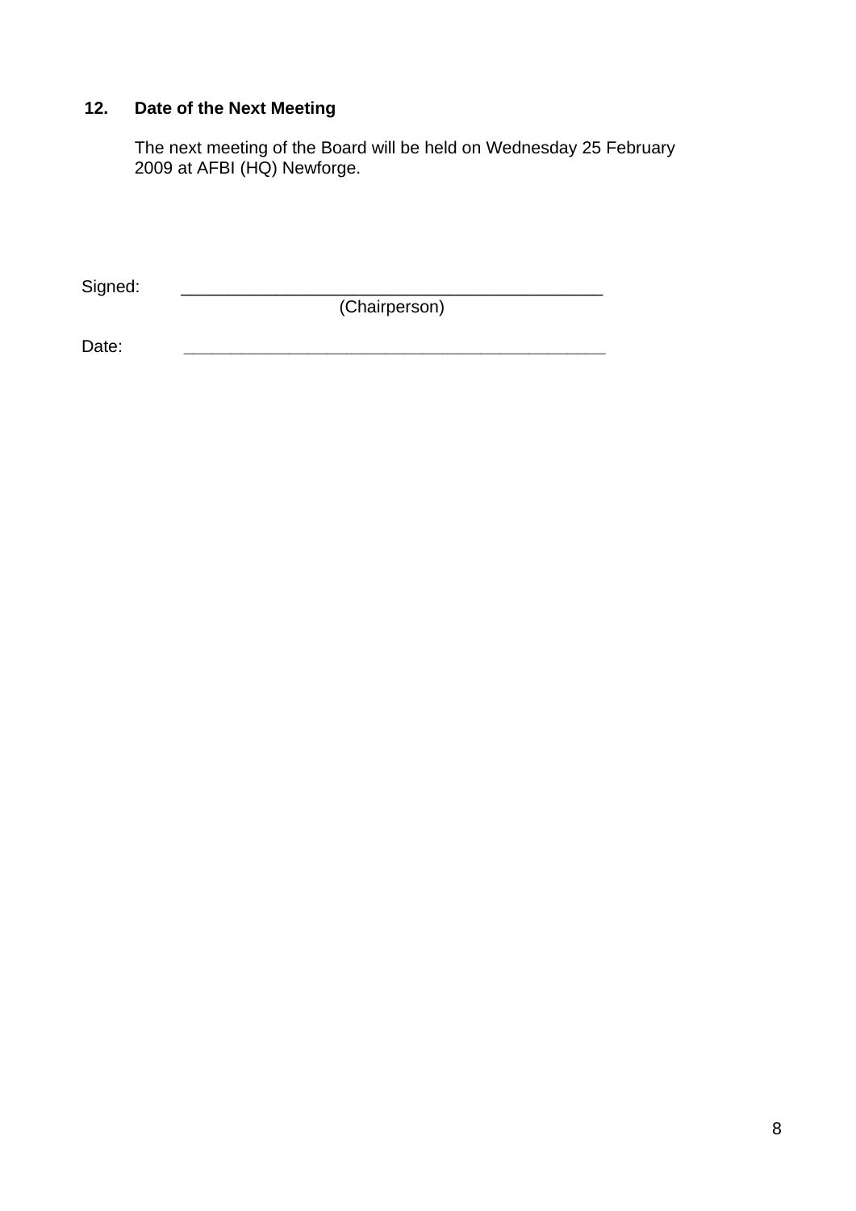## 12. Date of the Next Meeting

The next meeting of the Board will be held on Wednesday 25 February 2009 at AFBI (HQ) Newforge.

Signed: _______________________________________________
(Chairperson)

Date: _______________________________________________